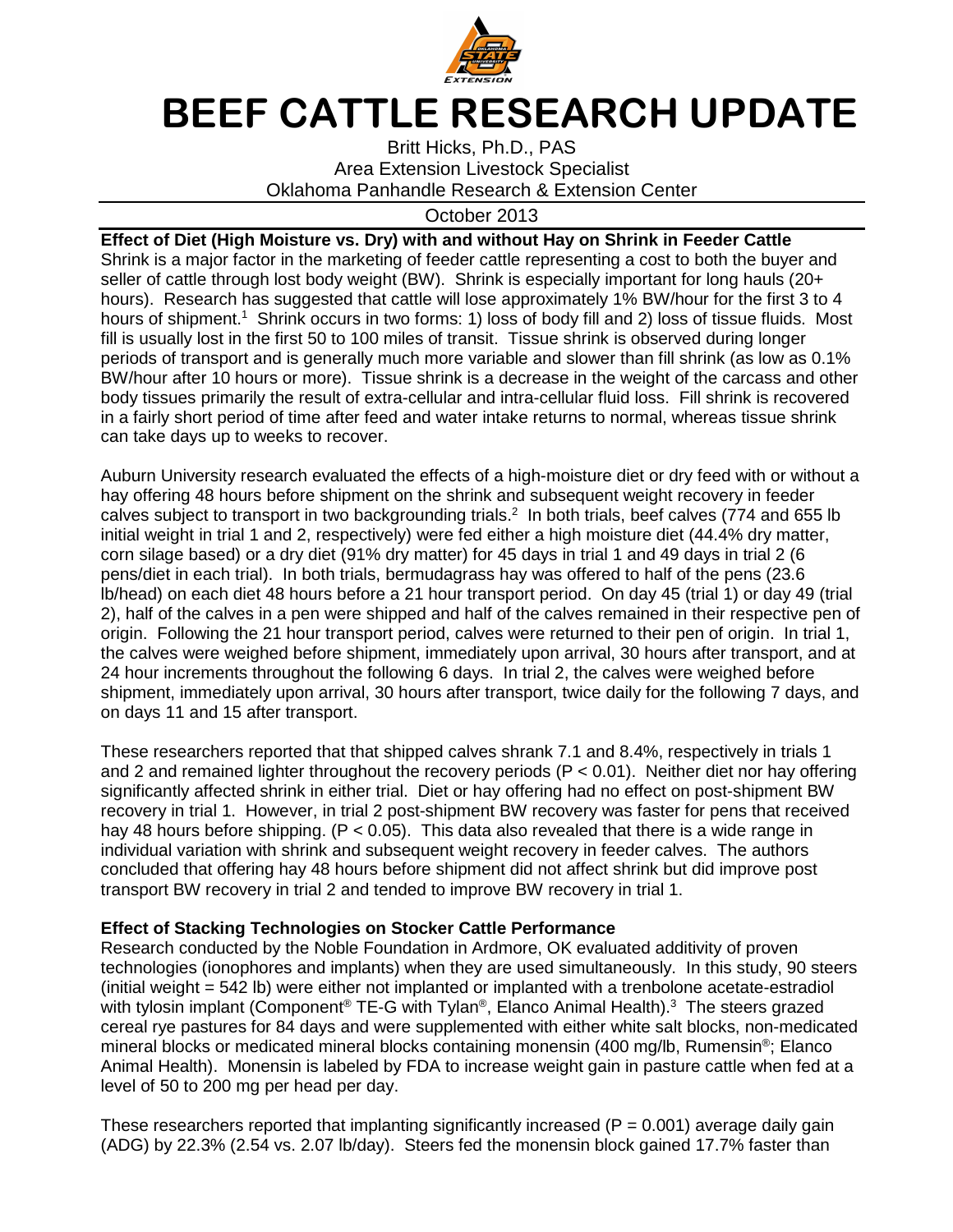# BEEF CATTLE RESEARCH UPDATE

Britt Hicks, Ph.D., PAS
Area Extension Livestock Specialist
Oklahoma Panhandle Research & Extension Center

October 2013

**Effect of Diet (High Moisture vs. Dry) with and without Hay on Shrink in Feeder Cattle**

Shrink is a major factor in the marketing of feeder cattle representing a cost to both the buyer and seller of cattle through lost body weight (BW). Shrink is especially important for long hauls (20+ hours). Research has suggested that cattle will lose approximately 1% BW/hour for the first 3 to 4 hours of shipment.[1] Shrink occurs in two forms: 1) loss of body fill and 2) loss of tissue fluids. Most fill is usually lost in the first 50 to 100 miles of transit. Tissue shrink is observed during longer periods of transport and is generally much more variable and slower than fill shrink (as low as 0.1% BW/hour after 10 hours or more). Tissue shrink is a decrease in the weight of the carcass and other body tissues primarily the result of extra-cellular and intra-cellular fluid loss. Fill shrink is recovered in a fairly short period of time after feed and water intake returns to normal, whereas tissue shrink can take days up to weeks to recover.

Auburn University research evaluated the effects of a high-moisture diet or dry feed with or without a hay offering 48 hours before shipment on the shrink and subsequent weight recovery in feeder calves subject to transport in two backgrounding trials.[2] In both trials, beef calves (774 and 655 lb initial weight in trial 1 and 2, respectively) were fed either a high moisture diet (44.4% dry matter, corn silage based) or a dry diet (91% dry matter) for 45 days in trial 1 and 49 days in trial 2 (6 pens/diet in each trial). In both trials, bermudagrass hay was offered to half of the pens (23.6 lb/head) on each diet 48 hours before a 21 hour transport period. On day 45 (trial 1) or day 49 (trial 2), half of the calves in a pen were shipped and half of the calves remained in their respective pen of origin. Following the 21 hour transport period, calves were returned to their pen of origin. In trial 1, the calves were weighed before shipment, immediately upon arrival, 30 hours after transport, and at 24 hour increments throughout the following 6 days. In trial 2, the calves were weighed before shipment, immediately upon arrival, 30 hours after transport, twice daily for the following 7 days, and on days 11 and 15 after transport.

These researchers reported that that shipped calves shrank 7.1 and 8.4%, respectively in trials 1 and 2 and remained lighter throughout the recovery periods ($P < 0.01$). Neither diet nor hay offering significantly affected shrink in either trial. Diet or hay offering had no effect on post-shipment BW recovery in trial 1. However, in trial 2 post-shipment BW recovery was faster for pens that received hay 48 hours before shipping. ($P < 0.05$). This data also revealed that there is a wide range in individual variation with shrink and subsequent weight recovery in feeder calves. The authors concluded that offering hay 48 hours before shipment did not affect shrink but did improve post transport BW recovery in trial 2 and tended to improve BW recovery in trial 1.

**Effect of Stacking Technologies on Stocker Cattle Performance**

Research conducted by the Noble Foundation in Ardmore, OK evaluated additivity of proven technologies (ionophores and implants) when they are used simultaneously. In this study, 90 steers (initial weight = 542 lb) were either not implanted or implanted with a trenbolone acetate-estradiol with tylosin implant (Component® TE-G with Tylan®, Elanco Animal Health).[3] The steers grazed cereal rye pastures for 84 days and were supplemented with either white salt blocks, non-medicated mineral blocks or medicated mineral blocks containing monensin (400 mg/lb, Rumensin®; Elanco Animal Health). Monensin is labeled by FDA to increase weight gain in pasture cattle when fed at a level of 50 to 200 mg per head per day.

These researchers reported that implanting significantly increased ($P = 0.001$) average daily gain (ADG) by 22.3% (2.54 vs. 2.07 lb/day). Steers fed the monensin block gained 17.7% faster than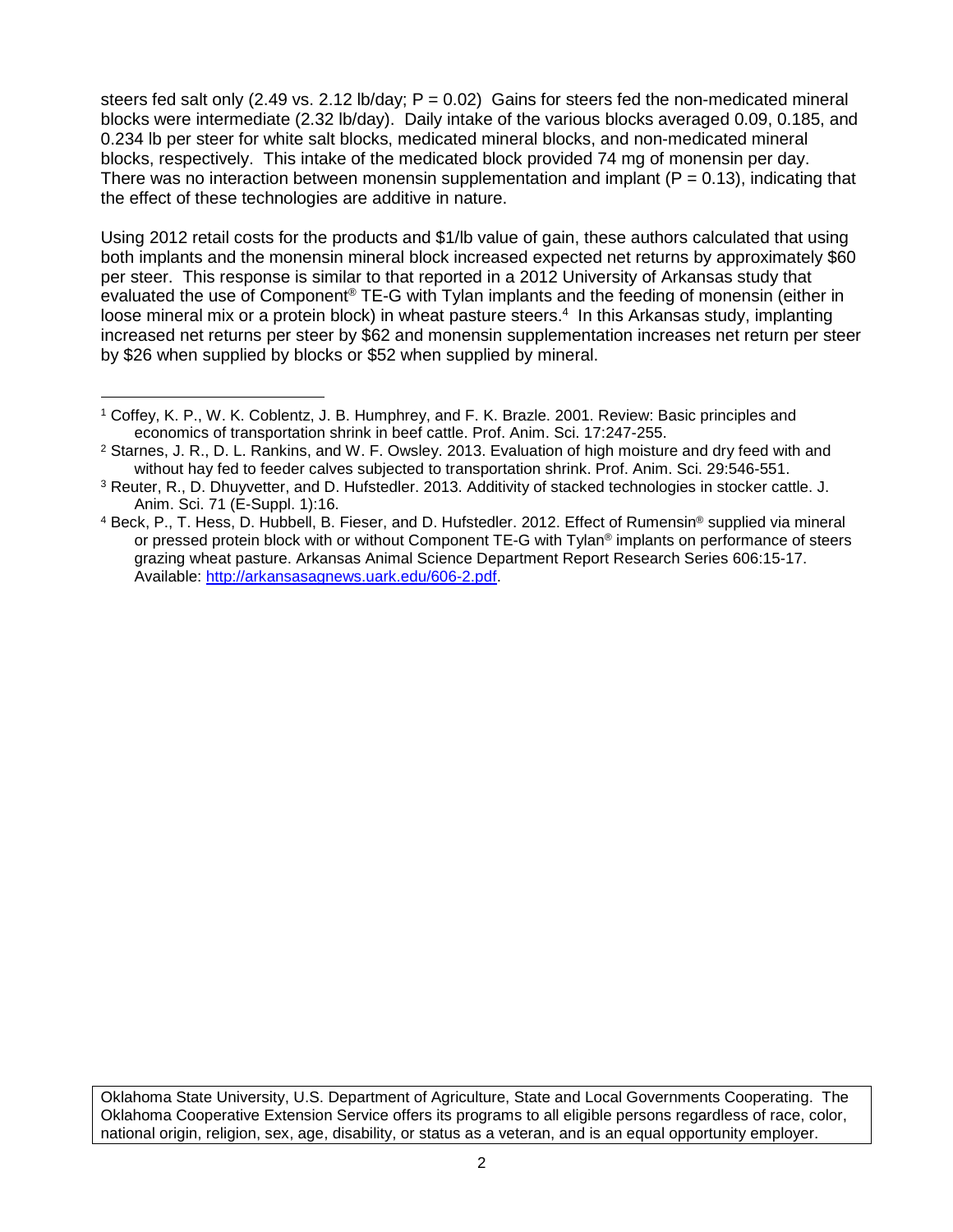steers fed salt only (2.49 vs. 2.12 lb/day; $P = 0.02$) Gains for steers fed the non-medicated mineral blocks were intermediate (2.32 lb/day). Daily intake of the various blocks averaged 0.09, 0.185, and 0.234 lb per steer for white salt blocks, medicated mineral blocks, and non-medicated mineral blocks, respectively. This intake of the medicated block provided 74 mg of monensin per day. There was no interaction between monensin supplementation and implant ($P = 0.13$), indicating that the effect of these technologies are additive in nature.

Using 2012 retail costs for the products and $1/lb value of gain, these authors calculated that using both implants and the monensin mineral block increased expected net returns by approximately $60 per steer. This response is similar to that reported in a 2012 University of Arkansas study that evaluated the use of Component® TE-G with Tylan implants and the feeding of monensin (either in loose mineral mix or a protein block) in wheat pasture steers.[4] In this Arkansas study, implanting increased net returns per steer by $62 and monensin supplementation increases net return per steer by $26 when supplied by blocks or $52 when supplied by mineral.

---

[1] Coffey, K. P., W. K. Coblentz, J. B. Humphrey, and F. K. Brazle. 2001. Review: Basic principles and economics of transportation shrink in beef cattle. Prof. Anim. Sci. 17:247-255.

[2] Starnes, J. R., D. L. Rankins, and W. F. Owsley. 2013. Evaluation of high moisture and dry feed with and without hay fed to feeder calves subjected to transportation shrink. Prof. Anim. Sci. 29:546-551.

[3] Reuter, R., D. Dhuyvetter, and D. Hufstedler. 2013. Additivity of stacked technologies in stocker cattle. J. Anim. Sci. 71 (E-Suppl. 1):16.

[4] Beck, P., T. Hess, D. Hubbell, B. Fieser, and D. Hufstedler. 2012. Effect of Rumensin® supplied via mineral or pressed protein block with or without Component TE-G with Tylan® implants on performance of steers grazing wheat pasture. Arkansas Animal Science Department Report Research Series 606:15-17. Available: http://arkansasagnews.uark.edu/606-2.pdf.

Oklahoma State University, U.S. Department of Agriculture, State and Local Governments Cooperating. The Oklahoma Cooperative Extension Service offers its programs to all eligible persons regardless of race, color, national origin, religion, sex, age, disability, or status as a veteran, and is an equal opportunity employer.